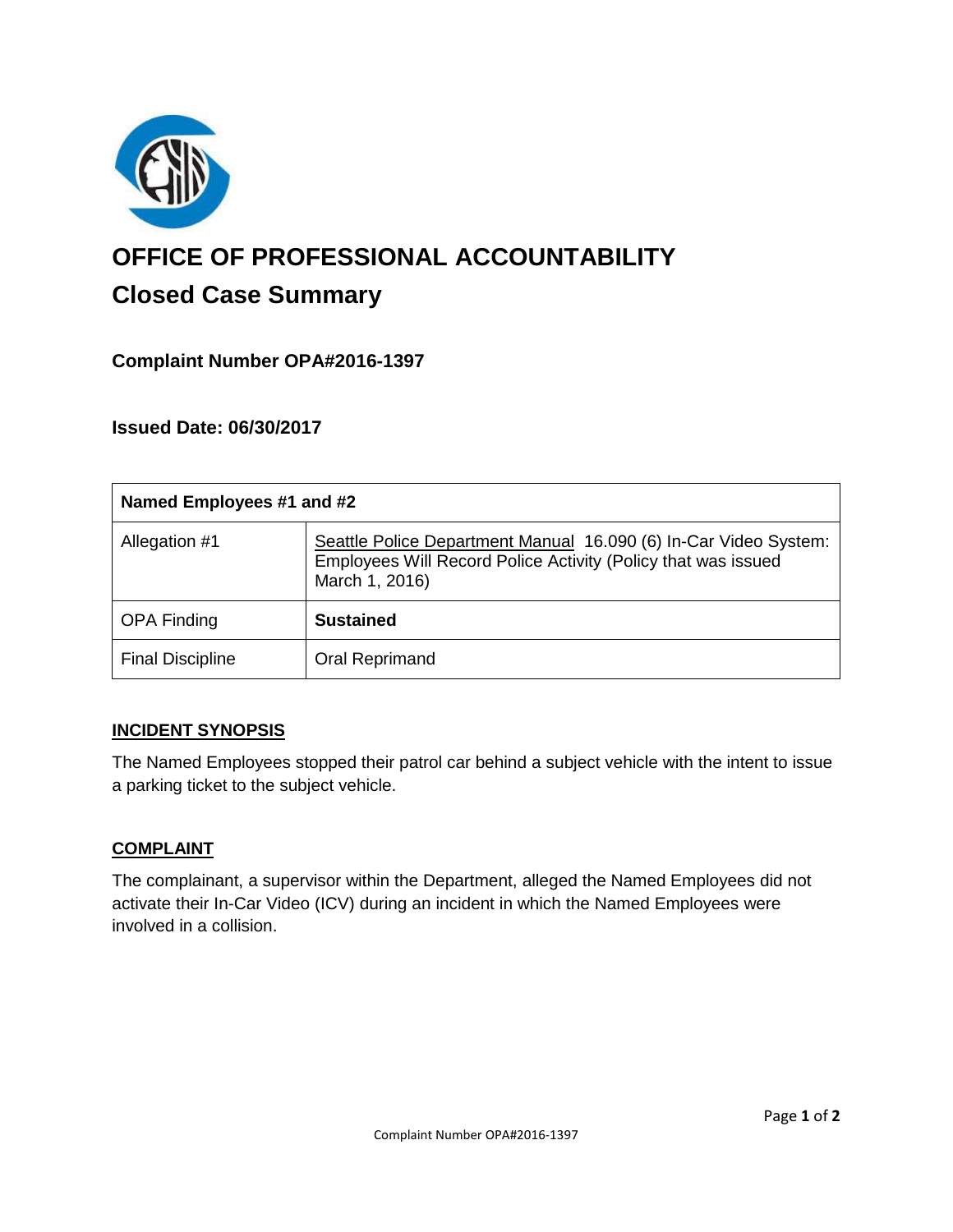# OFFICE OF PROFESSIONAL ACCOUNTABILITY

## Closed Case Summary

### Complaint Number OPA#2016-1397

### Issued Date: 06/30/2017

| Named Employees #1 and #2 | |
|---|---|
| Allegation #1 | Seattle Police Department Manual 16.090 (6) In-Car Video System: Employees Will Record Police Activity (Policy that was issued March 1, 2016) |
| OPA Finding | **Sustained** |
| Final Discipline | Oral Reprimand |

### INCIDENT SYNOPSIS

The Named Employees stopped their patrol car behind a subject vehicle with the intent to issue a parking ticket to the subject vehicle.

### COMPLAINT

The complainant, a supervisor within the Department, alleged the Named Employees did not activate their In-Car Video (ICV) during an incident in which the Named Employees were involved in a collision.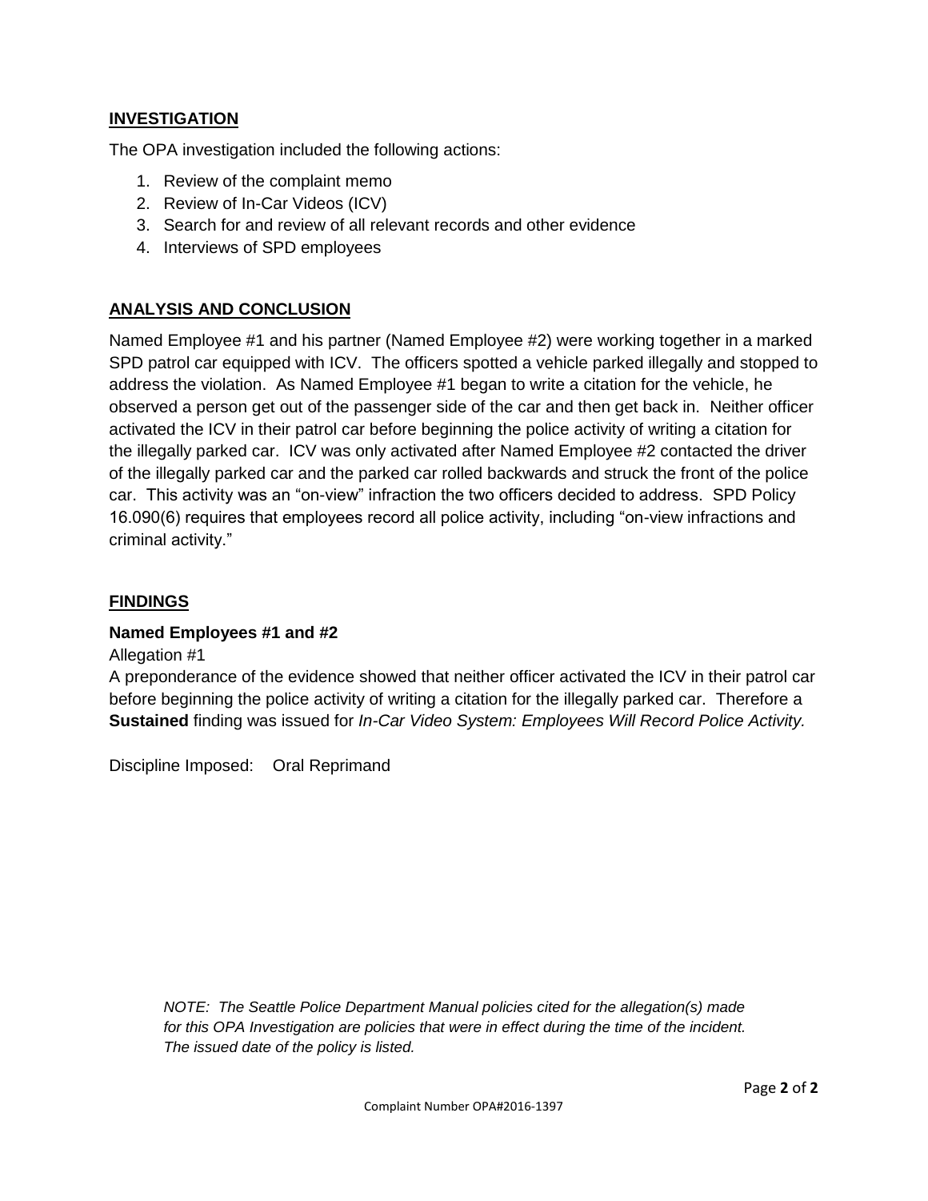## INVESTIGATION

The OPA investigation included the following actions:

1. Review of the complaint memo
2. Review of In-Car Videos (ICV)
3. Search for and review of all relevant records and other evidence
4. Interviews of SPD employees

## ANALYSIS AND CONCLUSION

Named Employee #1 and his partner (Named Employee #2) were working together in a marked SPD patrol car equipped with ICV. The officers spotted a vehicle parked illegally and stopped to address the violation. As Named Employee #1 began to write a citation for the vehicle, he observed a person get out of the passenger side of the car and then get back in. Neither officer activated the ICV in their patrol car before beginning the police activity of writing a citation for the illegally parked car. ICV was only activated after Named Employee #2 contacted the driver of the illegally parked car and the parked car rolled backwards and struck the front of the police car. This activity was an "on-view" infraction the two officers decided to address. SPD Policy 16.090(6) requires that employees record all police activity, including "on-view infractions and criminal activity."

## FINDINGS

**Named Employees #1 and #2**

Allegation #1

A preponderance of the evidence showed that neither officer activated the ICV in their patrol car before beginning the police activity of writing a citation for the illegally parked car. Therefore a **Sustained** finding was issued for *In-Car Video System: Employees Will Record Police Activity.*

Discipline Imposed: Oral Reprimand

*NOTE: The Seattle Police Department Manual policies cited for the allegation(s) made for this OPA Investigation are policies that were in effect during the time of the incident. The issued date of the policy is listed.*

Complaint Number OPA#2016-1397